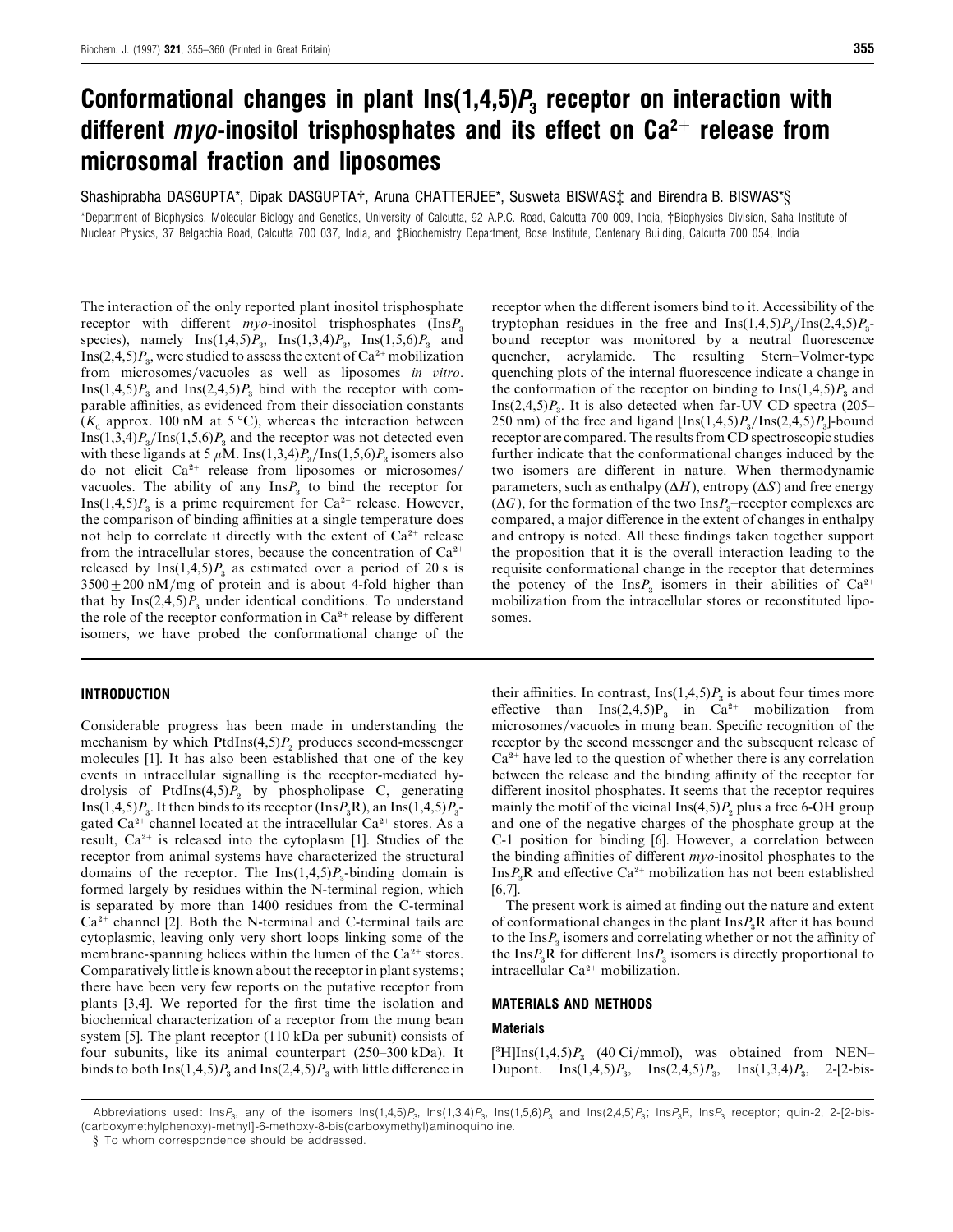# Conformational changes in plant Ins(1,4,5)$P_3$ receptor on interaction with different *myo*-inositol trisphosphates and its effect on $Ca^{2+}$ release from microsomal fraction and liposomes

Shashiprabha DASGUPTA*, Dipak DASGUPTA†, Aruna CHATTERJEE*, Susweta BISWAS‡ and Birendra B. BISWAS*§

*Department of Biophysics, Molecular Biology and Genetics, University of Calcutta, 92 A.P.C. Road, Calcutta 700 009, India, †Biophysics Division, Saha Institute of Nuclear Physics, 37 Belgachia Road, Calcutta 700 037, India, and ‡Biochemistry Department, Bose Institute, Centenary Building, Calcutta 700 054, India

The interaction of the only reported plant inositol trisphosphate receptor with different *myo*-inositol trisphosphates (Ins$P_3$ species), namely Ins(1,4,5)$P_3$, Ins(1,3,4)$P_3$, Ins(1,5,6)$P_3$ and Ins(2,4,5)$P_3$, were studied to assess the extent of $Ca^{2+}$ mobilization from microsomes/vacuoles as well as liposomes *in vitro*. Ins(1,4,5)$P_3$ and Ins(2,4,5)$P_3$ bind with the receptor with comparable affinities, as evidenced from their dissociation constants ($K_d$ approx. 100 nM at 5 °C), whereas the interaction between Ins(1,3,4)$P_3$/Ins(1,5,6)$P_3$ and the receptor was not detected even with these ligands at 5 μM. Ins(1,3,4)$P_3$/Ins(1,5,6)$P_3$ isomers also do not elicit $Ca^{2+}$ release from liposomes or microsomes/vacuoles. The ability of any Ins$P_3$ to bind the receptor for Ins(1,4,5)$P_3$ is a prime requirement for $Ca^{2+}$ release. However, the comparison of binding affinities at a single temperature does not help to correlate it directly with the extent of $Ca^{2+}$ release from the intracellular stores, because the concentration of $Ca^{2+}$ released by Ins(1,4,5)$P_3$ as estimated over a period of 20 s is $3500 \pm 200$ nM/mg of protein and is about 4-fold higher than that by Ins(2,4,5)$P_3$ under identical conditions. To understand the role of the receptor conformation in $Ca^{2+}$ release by different isomers, we have probed the conformational change of the receptor when the different isomers bind to it. Accessibility of the tryptophan residues in the free and Ins(1,4,5)$P_3$/Ins(2,4,5)$P_3$-bound receptor was monitored by a neutral fluorescence quencher, acrylamide. The resulting Stern–Volmer-type quenching plots of the internal fluorescence indicate a change in the conformation of the receptor on binding to Ins(1,4,5)$P_3$ and Ins(2,4,5)$P_3$. It is also detected when far-UV CD spectra (205–250 nm) of the free and ligand [Ins(1,4,5)$P_3$/Ins(2,4,5)$P_3$]-bound receptor are compared. The results from CD spectroscopic studies further indicate that the conformational changes induced by the two isomers are different in nature. When thermodynamic parameters, such as enthalpy ($\Delta H$), entropy ($\Delta S$) and free energy ($\Delta G$), for the formation of the two Ins$P_3$–receptor complexes are compared, a major difference in the extent of changes in enthalpy and entropy is noted. All these findings taken together support the proposition that it is the overall interaction leading to the requisite conformational change in the receptor that determines the potency of the Ins$P_3$ isomers in their abilities of $Ca^{2+}$ mobilization from the intracellular stores or reconstituted liposomes.

## INTRODUCTION

Considerable progress has been made in understanding the mechanism by which PtdIns(4,5)$P_2$ produces second-messenger molecules [1]. It has also been established that one of the key events in intracellular signalling is the receptor-mediated hydrolysis of PtdIns(4,5)$P_2$ by phospholipase C, generating Ins(1,4,5)$P_3$. It then binds to its receptor (Ins$P_3$R), an Ins(1,4,5)$P_3$-gated $Ca^{2+}$ channel located at the intracellular $Ca^{2+}$ stores. As a result, $Ca^{2+}$ is released into the cytoplasm [1]. Studies of the receptor from animal systems have characterized the structural domains of the receptor. The Ins(1,4,5)$P_3$-binding domain is formed largely by residues within the N-terminal region, which is separated by more than 1400 residues from the C-terminal $Ca^{2+}$ channel [2]. Both the N-terminal and C-terminal tails are cytoplasmic, leaving only very short loops linking some of the membrane-spanning helices within the lumen of the $Ca^{2+}$ stores. Comparatively little is known about the receptor in plant systems; there have been very few reports on the putative receptor from plants [3,4]. We reported for the first time the isolation and biochemical characterization of a receptor from the mung bean system [5]. The plant receptor (110 kDa per subunit) consists of four subunits, like its animal counterpart (250–300 kDa). It binds to both Ins(1,4,5)$P_3$ and Ins(2,4,5)$P_3$ with little difference in their affinities. In contrast, Ins(1,4,5)$P_3$ is about four times more effective than Ins(2,4,5)$P_3$ in $Ca^{2+}$ mobilization from microsomes/vacuoles in mung bean. Specific recognition of the receptor by the second messenger and the subsequent release of $Ca^{2+}$ have led to the question of whether there is any correlation between the release and the binding affinity of the receptor for different inositol phosphates. It seems that the receptor requires mainly the motif of the vicinal Ins(4,5)$P_2$ plus a free 6-OH group and one of the negative charges of the phosphate group at the C-1 position for binding [6]. However, a correlation between the binding affinities of different *myo*-inositol phosphates to the Ins$P_3$R and effective $Ca^{2+}$ mobilization has not been established [6,7].

The present work is aimed at finding out the nature and extent of conformational changes in the plant Ins$P_3$R after it has bound to the Ins$P_3$ isomers and correlating whether or not the affinity of the Ins$P_3$R for different Ins$P_3$ isomers is directly proportional to intracellular $Ca^{2+}$ mobilization.

## MATERIALS AND METHODS

### Materials

[$^3$H]Ins(1,4,5)$P_3$ (40 Ci/mmol), was obtained from NEN–Dupont. Ins(1,4,5)$P_3$, Ins(2,4,5)$P_3$, Ins(1,3,4)$P_3$, 2-[2-bis-

Abbreviations used: Ins$P_3$, any of the isomers Ins(1,4,5)$P_3$, Ins(1,3,4)$P_3$, Ins(1,5,6)$P_3$ and Ins(2,4,5)$P_3$; Ins$P_3$R, Ins$P_3$ receptor; quin-2, 2-[2-bis-(carboxymethylphenoxy)-methyl]-6-methoxy-8-bis(carboxymethyl)aminoquinoline.

§ To whom correspondence should be addressed.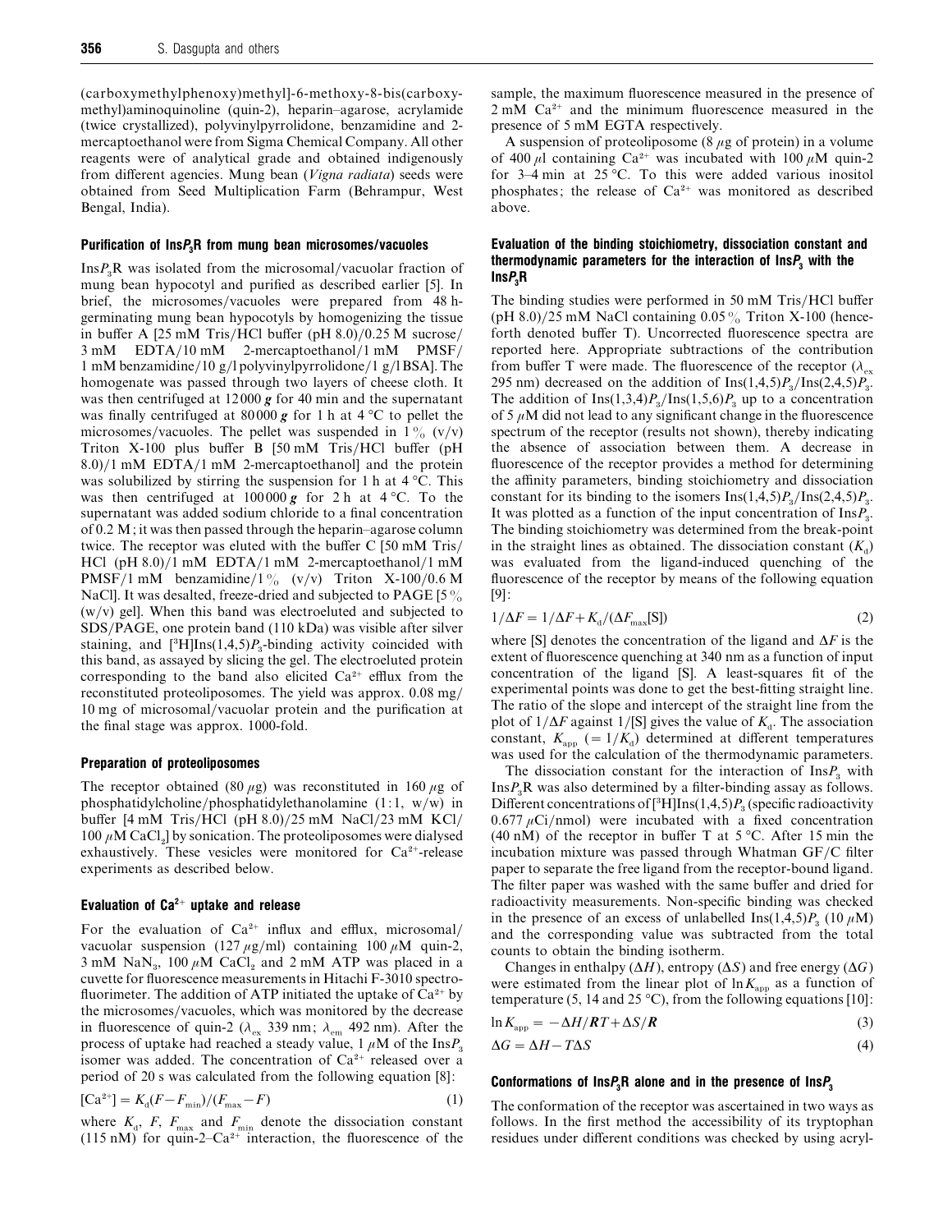(carboxymethylphenoxy)methyl]-6-methoxy-8-bis(carboxymethyl)aminoquinoline (quin-2), heparin–agarose, acrylamide (twice crystallized), polyvinylpyrrolidone, benzamidine and 2-mercaptoethanol were from Sigma Chemical Company. All other reagents were of analytical grade and obtained indigenously from different agencies. Mung bean (*Vigna radiata*) seeds were obtained from Seed Multiplication Farm (Behrampur, West Bengal, India).

### Purification of Ins$P_3$R from mung bean microsomes/vacuoles

Ins$P_3$R was isolated from the microsomal/vacuolar fraction of mung bean hypocotyl and purified as described earlier [5]. In brief, the microsomes/vacuoles were prepared from 48 h-germinating mung bean hypocotyls by homogenizing the tissue in buffer A [25 mM Tris/HCl buffer (pH 8.0)/0.25 M sucrose/3 mM EDTA/10 mM 2-mercaptoethanol/1 mM PMSF/1 mM benzamidine/10 g/l polyvinylpyrrolidone/1 g/l BSA]. The homogenate was passed through two layers of cheese cloth. It was then centrifuged at 12000 ***g*** for 40 min and the supernatant was finally centrifuged at 80000 ***g*** for 1 h at 4 °C to pellet the microsomes/vacuoles. The pellet was suspended in 1 % (v/v) Triton X-100 plus buffer B [50 mM Tris/HCl buffer (pH 8.0)/1 mM EDTA/1 mM 2-mercaptoethanol] and the protein was solubilized by stirring the suspension for 1 h at 4 °C. This was then centrifuged at 100000 ***g*** for 2 h at 4 °C. To the supernatant was added sodium chloride to a final concentration of 0.2 M; it was then passed through the heparin–agarose column twice. The receptor was eluted with the buffer C [50 mM Tris/HCl (pH 8.0)/1 mM EDTA/1 mM 2-mercaptoethanol/1 mM PMSF/1 mM benzamidine/1 % (v/v) Triton X-100/0.6 M NaCl]. It was desalted, freeze-dried and subjected to PAGE [5 % (w/v) gel]. When this band was electroeluted and subjected to SDS/PAGE, one protein band (110 kDa) was visible after silver staining, and [$^3$H]Ins(1,4,5)$P_3$-binding activity coincided with this band, as assayed by slicing the gel. The electroeluted protein corresponding to the band also elicited $Ca^{2+}$ efflux from the reconstituted proteoliposomes. The yield was approx. 0.08 mg/10 mg of microsomal/vacuolar protein and the purification at the final stage was approx. 1000-fold.

### Preparation of proteoliposomes

The receptor obtained (80 $\mu$g) was reconstituted in 160 $\mu$g of phosphatidylcholine/phosphatidylethanolamine (1:1, w/w) in buffer [4 mM Tris/HCl (pH 8.0)/25 mM NaCl/23 mM KCl/100 $\mu$M $CaCl_2$] by sonication. The proteoliposomes were dialysed exhaustively. These vesicles were monitored for $Ca^{2+}$-release experiments as described below.

### Evaluation of $Ca^{2+}$ uptake and release

For the evaluation of $Ca^{2+}$ influx and efflux, microsomal/vacuolar suspension (127 $\mu$g/ml) containing 100 $\mu$M quin-2, 3 mM $NaN_3$, 100 $\mu$M $CaCl_2$ and 2 mM ATP was placed in a cuvette for fluorescence measurements in Hitachi F-3010 spectrofluorimeter. The addition of ATP initiated the uptake of $Ca^{2+}$ by the microsomes/vacuoles, which was monitored by the decrease in fluorescence of quin-2 ($\lambda_{ex}$ 339 nm; $\lambda_{em}$ 492 nm). After the process of uptake had reached a steady value, 1 $\mu$M of the Ins$P_3$ isomer was added. The concentration of $Ca^{2+}$ released over a period of 20 s was calculated from the following equation [8]:

$$[Ca^{2+}] = K_d(F - F_{min})/(F_{max} - F) \quad (1)$$

where $K_d$, $F$, $F_{max}$ and $F_{min}$ denote the dissociation constant (115 nM) for quin-2–$Ca^{2+}$ interaction, the fluorescence of the sample, the maximum fluorescence measured in the presence of 2 mM $Ca^{2+}$ and the minimum fluorescence measured in the presence of 5 mM EGTA respectively.

A suspension of proteoliposome (8 $\mu$g of protein) in a volume of 400 $\mu$l containing $Ca^{2+}$ was incubated with 100 $\mu$M quin-2 for 3–4 min at 25 °C. To this were added various inositol phosphates; the release of $Ca^{2+}$ was monitored as described above.

### Evaluation of the binding stoichiometry, dissociation constant and thermodynamic parameters for the interaction of Ins$P_3$ with the Ins$P_3$R

The binding studies were performed in 50 mM Tris/HCl buffer (pH 8.0)/25 mM NaCl containing 0.05 % Triton X-100 (henceforth denoted buffer T). Uncorrected fluorescence spectra are reported here. Appropriate subtractions of the contribution from buffer T were made. The fluorescence of the receptor ($\lambda_{ex}$ 295 nm) decreased on the addition of Ins(1,4,5)$P_3$/Ins(2,4,5)$P_3$. The addition of Ins(1,3,4)$P_3$/Ins(1,5,6)$P_3$ up to a concentration of 5 $\mu$M did not lead to any significant change in the fluorescence spectrum of the receptor (results not shown), thereby indicating the absence of association between them. A decrease in fluorescence of the receptor provides a method for determining the affinity parameters, binding stoichiometry and dissociation constant for its binding to the isomers Ins(1,4,5)$P_3$/Ins(2,4,5)$P_3$. It was plotted as a function of the input concentration of Ins$P_3$. The binding stoichiometry was determined from the break-point in the straight lines as obtained. The dissociation constant ($K_d$) was evaluated from the ligand-induced quenching of the fluorescence of the receptor by means of the following equation [9]:

$$1/\Delta F = 1/\Delta F + K_d/(\Delta F_{max}[S]) \quad (2)$$

where [S] denotes the concentration of the ligand and $\Delta F$ is the extent of fluorescence quenching at 340 nm as a function of input concentration of the ligand [S]. A least-squares fit of the experimental points was done to get the best-fitting straight line. The ratio of the slope and intercept of the straight line from the plot of $1/\Delta F$ against $1/[S]$ gives the value of $K_d$. The association constant, $K_{app}$ ($= 1/K_d$) determined at different temperatures was used for the calculation of the thermodynamic parameters.

The dissociation constant for the interaction of Ins$P_3$ with Ins$P_3$R was also determined by a filter-binding assay as follows. Different concentrations of [$^3$H]Ins(1,4,5)$P_3$ (specific radioactivity 0.677 $\mu$Ci/nmol) were incubated with a fixed concentration (40 nM) of the receptor in buffer T at 5 °C. After 15 min the incubation mixture was passed through Whatman GF/C filter paper to separate the free ligand from the receptor-bound ligand. The filter paper was washed with the same buffer and dried for radioactivity measurements. Non-specific binding was checked in the presence of an excess of unlabelled Ins(1,4,5)$P_3$ (10 $\mu$M) and the corresponding value was subtracted from the total counts to obtain the binding isotherm.

Changes in enthalpy ($\Delta H$), entropy ($\Delta S$) and free energy ($\Delta G$) were estimated from the linear plot of $\ln K_{app}$ as a function of temperature (5, 14 and 25 °C), from the following equations [10]:

$$\ln K_{app} = -\Delta H/\boldsymbol{R}T + \Delta S/\boldsymbol{R} \quad (3)$$

$$\Delta G = \Delta H - T\Delta S \quad (4)$$

### Conformations of Ins$P_3$R alone and in the presence of Ins$P_3$

The conformation of the receptor was ascertained in two ways as follows. In the first method the accessibility of its tryptophan residues under different conditions was checked by using acryl-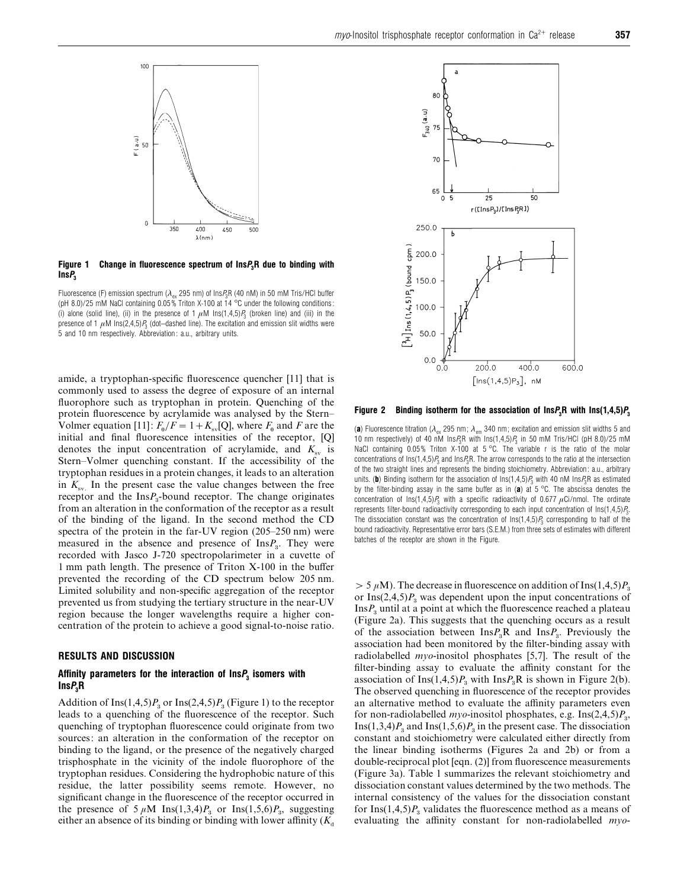**Figure 1 Change in fluorescence spectrum of Ins$P_3$R due to binding with Ins$P_3$**

Fluorescence (F) emission spectrum ($\lambda_{ex}$ 295 nm) of Ins$P_3$R (40 nM) in 50 mM Tris/HCl buffer (pH 8.0)/25 mM NaCl containing 0.05% Triton X-100 at 14 °C under the following conditions: (i) alone (solid line), (ii) in the presence of 1 μM Ins(1,4,5)$P_3$ (broken line) and (iii) in the presence of 1 μM Ins(2,4,5)$P_3$ (dot–dashed line). The excitation and emission slit widths were 5 and 10 nm respectively. Abbreviation: a.u., arbitrary units.

amide, a tryptophan-specific fluorescence quencher [11] that is commonly used to assess the degree of exposure of an internal fluorophore such as tryptophan in protein. Quenching of the protein fluorescence by acrylamide was analysed by the Stern–Volmer equation [11]: $F_0/F = 1 + K_{sv}[Q]$, where $F_0$ and $F$ are the initial and final fluorescence intensities of the receptor, [Q] denotes the input concentration of acrylamide, and $K_{sv}$ is Stern–Volmer quenching constant. If the accessibility of the tryptophan residues in a protein changes, it leads to an alteration in $K_{sv}$. In the present case the value changes between the free receptor and the Ins$P_3$-bound receptor. The change originates from an alteration in the conformation of the receptor as a result of the binding of the ligand. In the second method the CD spectra of the protein in the far-UV region (205–250 nm) were measured in the absence and presence of Ins$P_3$. They were recorded with Jasco J-720 spectropolarimeter in a cuvette of 1 mm path length. The presence of Triton X-100 in the buffer prevented the recording of the CD spectrum below 205 nm. Limited solubility and non-specific aggregation of the receptor prevented us from studying the tertiary structure in the near-UV region because the longer wavelengths require a higher concentration of the protein to achieve a good signal-to-noise ratio.

## RESULTS AND DISCUSSION

### Affinity parameters for the interaction of Ins$P_3$ isomers with Ins$P_3$R

Addition of Ins(1,4,5)$P_3$ or Ins(2,4,5)$P_3$ (Figure 1) to the receptor leads to a quenching of the fluorescence of the receptor. Such quenching of tryptophan fluorescence could originate from two sources: an alteration in the conformation of the receptor on binding to the ligand, or the presence of the negatively charged trisphosphate in the vicinity of the indole fluorophore of the tryptophan residues. Considering the hydrophobic nature of this residue, the latter possibility seems remote. However, no significant change in the fluorescence of the receptor occurred in the presence of 5 μM Ins(1,3,4)$P_3$ or Ins(1,5,6)$P_3$, suggesting either an absence of its binding or binding with lower affinity ($K_d$ > 5 μM). The decrease in fluorescence on addition of Ins(1,4,5)$P_3$ or Ins(2,4,5)$P_3$ was dependent upon the input concentrations of Ins$P_3$ until at a point at which the fluorescence reached a plateau (Figure 2a). This suggests that the quenching occurs as a result of the association between Ins$P_3$R and Ins$P_3$. Previously the association had been monitored by the filter-binding assay with radiolabelled *myo*-inositol phosphates [5,7]. The result of the filter-binding assay to evaluate the affinity constant for the association of Ins(1,4,5)$P_3$ with Ins$P_3$R is shown in Figure 2(b). The observed quenching in fluorescence of the receptor provides an alternative method to evaluate the affinity parameters even for non-radiolabelled *myo*-inositol phosphates, e.g. Ins(2,4,5)$P_3$, Ins(1,3,4)$P_3$ and Ins(1,5,6)$P_3$ in the present case. The dissociation constant and stoichiometry were calculated either directly from the linear binding isotherms (Figures 2a and 2b) or from a double-reciprocal plot [eqn. (2)] from fluorescence measurements (Figure 3a). Table 1 summarizes the relevant stoichiometry and dissociation constant values determined by the two methods. The internal consistency of the values for the dissociation constant for Ins(1,4,5)$P_3$ validates the fluorescence method as a means of evaluating the affinity constant for non-radiolabelled *myo*-

**Figure 2 Binding isotherm for the association of Ins$P_3$R with Ins(1,4,5)$P_3$**

(**a**) Fluorescence titration ($\lambda_{ex}$ 295 nm; $\lambda_{em}$ 340 nm; excitation and emission slit widths 5 and 10 nm respectively) of 40 nM Ins$P_3$R with Ins(1,4,5)$P_3$ in 50 mM Tris/HCl (pH 8.0)/25 mM NaCl containing 0.05% Triton X-100 at 5 °C. The variable r is the ratio of the molar concentrations of Ins(1,4,5)$P_3$ and Ins$P_3$R. The arrow corresponds to the ratio at the intersection of the two straight lines and represents the binding stoichiometry. Abbreviation: a.u., arbitrary units. (**b**) Binding isotherm for the association of Ins(1,4,5)$P_3$ with 40 nM Ins$P_3$R as estimated by the filter-binding assay in the same buffer as in (**a**) at 5 °C. The abscissa denotes the concentration of Ins(1,4,5)$P_3$ with a specific radioactivity of 0.677 μCi/nmol. The ordinate represents filter-bound radioactivity corresponding to each input concentration of Ins(1,4,5)$P_3$. The dissociation constant was the concentration of Ins(1,4,5)$P_3$ corresponding to half of the bound radioactivity. Representative error bars (S.E.M.) from three sets of estimates with different batches of the receptor are shown in the Figure.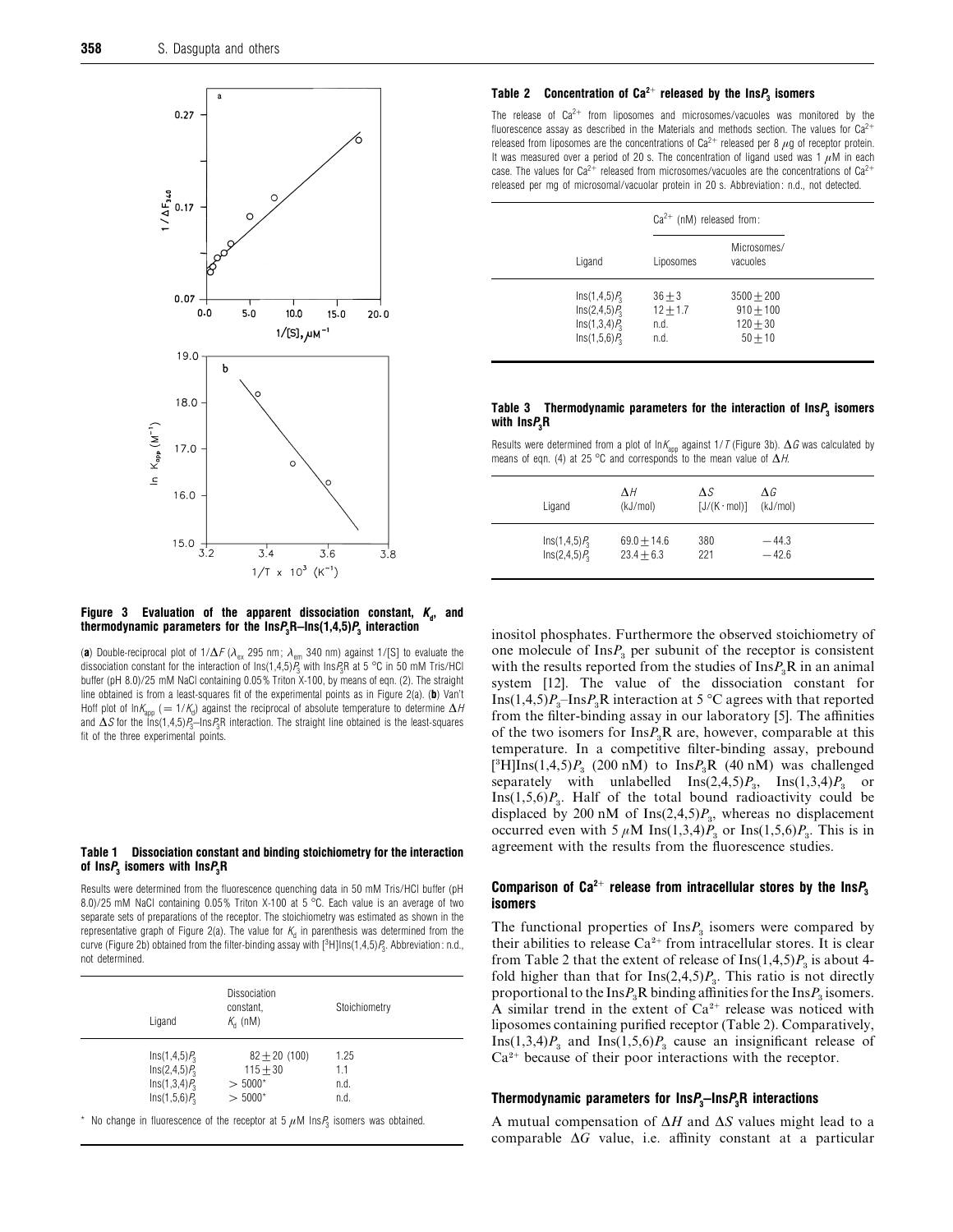**Figure 3 Evaluation of the apparent dissociation constant, $K_d$, and thermodynamic parameters for the Ins$P_3$R–Ins(1,4,5)$P_3$ interaction**

(**a**) Double-reciprocal plot of $1/\Delta F$ ($\lambda_{ex}$ 295 nm; $\lambda_{em}$ 340 nm) against 1/[S] to evaluate the dissociation constant for the interaction of Ins(1,4,5)$P_3$ with Ins$P_3$R at 5 °C in 50 mM Tris/HCl buffer (pH 8.0)/25 mM NaCl containing 0.05% Triton X-100, by means of eqn. (2). The straight line obtained is from a least-squares fit of the experimental points as in Figure 2(a). (**b**) Van't Hoff plot of ln$K_{app}$ ($= 1/K_d$) against the reciprocal of absolute temperature to determine $\Delta H$ and $\Delta S$ for the Ins(1,4,5)$P_3$–Ins$P_3$R interaction. The straight line obtained is the least-squares fit of the three experimental points.

**Table 1 Dissociation constant and binding stoichiometry for the interaction of Ins$P_3$ isomers with Ins$P_3$R**

Results were determined from the fluorescence quenching data in 50 mM Tris/HCl buffer (pH 8.0)/25 mM NaCl containing 0.05% Triton X-100 at 5 °C. Each value is an average of two separate sets of preparations of the receptor. The stoichiometry was estimated as shown in the representative graph of Figure 2(a). The value for $K_d$ in parenthesis was determined from the curve (Figure 2b) obtained from the filter-binding assay with [$^3$H]Ins(1,4,5)$P_3$. Abbreviation: n.d., not determined.

| Ligand | Dissociation constant, $K_d$ (nM) | Stoichiometry |
|---|---|---|
| Ins(1,4,5)$P_3$ | 82 ± 20 (100) | 1.25 |
| Ins(2,4,5)$P_3$ | 115 ± 30 | 1.1 |
| Ins(1,3,4)$P_3$ | > 5000* | n.d. |
| Ins(1,5,6)$P_3$ | > 5000* | n.d. |

\* No change in fluorescence of the receptor at 5 μM Ins$P_3$ isomers was obtained.

**Table 2 Concentration of $Ca^{2+}$ released by the Ins$P_3$ isomers**

The release of $Ca^{2+}$ from liposomes and microsomes/vacuoles was monitored by the fluorescence assay as described in the Materials and methods section. The values for $Ca^{2+}$ released from liposomes are the concentrations of $Ca^{2+}$ released per 8 μg of receptor protein. It was measured over a period of 20 s. The concentration of ligand used was 1 μM in each case. The values for $Ca^{2+}$ released from microsomes/vacuoles are the concentrations of $Ca^{2+}$ released per mg of microsomal/vacuolar protein in 20 s. Abbreviation: n.d., not detected.

| Ligand | $Ca^{2+}$ (nM) released from: | |
|---|---|---|
| | Liposomes | Microsomes/ vacuoles |
| Ins(1,4,5)$P_3$ | 36 ± 3 | 3500 ± 200 |
| Ins(2,4,5)$P_3$ | 12 ± 1.7 | 910 ± 100 |
| Ins(1,3,4)$P_3$ | n.d. | 120 ± 30 |
| Ins(1,5,6)$P_3$ | n.d. | 50 ± 10 |

**Table 3 Thermodynamic parameters for the interaction of Ins$P_3$ isomers with Ins$P_3$R**

Results were determined from a plot of ln$K_{app}$ against 1/T (Figure 3b). $\Delta G$ was calculated by means of eqn. (4) at 25 °C and corresponds to the mean value of $\Delta H$.

| Ligand | $\Delta H$ (kJ/mol) | $\Delta S$ [J/(K · mol)] | $\Delta G$ (kJ/mol) |
|---|---|---|---|
| Ins(1,4,5)$P_3$ | 69.0 ± 14.6 | 380 | −44.3 |
| Ins(2,4,5)$P_3$ | 23.4 ± 6.3 | 221 | −42.6 |

inositol phosphates. Furthermore the observed stoichiometry of one molecule of Ins$P_3$ per subunit of the receptor is consistent with the results reported from the studies of Ins$P_3$R in an animal system [12]. The value of the dissociation constant for Ins(1,4,5)$P_3$–Ins$P_3$R interaction at 5 °C agrees with that reported from the filter-binding assay in our laboratory [5]. The affinities of the two isomers for Ins$P_3$R are, however, comparable at this temperature. In a competitive filter-binding assay, prebound [$^3$H]Ins(1,4,5)$P_3$ (200 nM) to Ins$P_3$R (40 nM) was challenged separately with unlabelled Ins(2,4,5)$P_3$, Ins(1,3,4)$P_3$ or Ins(1,5,6)$P_3$. Half of the total bound radioactivity could be displaced by 200 nM of Ins(2,4,5)$P_3$, whereas no displacement occurred even with 5 μM Ins(1,3,4)$P_3$ or Ins(1,5,6)$P_3$. This is in agreement with the results from the fluorescence studies.

## Comparison of $Ca^{2+}$ release from intracellular stores by the Ins$P_3$ isomers

The functional properties of Ins$P_3$ isomers were compared by their abilities to release $Ca^{2+}$ from intracellular stores. It is clear from Table 2 that the extent of release of Ins(1,4,5)$P_3$ is about 4-fold higher than that for Ins(2,4,5)$P_3$. This ratio is not directly proportional to the Ins$P_3$R binding affinities for the Ins$P_3$ isomers. A similar trend in the extent of $Ca^{2+}$ release was noticed with liposomes containing purified receptor (Table 2). Comparatively, Ins(1,3,4)$P_3$ and Ins(1,5,6)$P_3$ cause an insignificant release of $Ca^{2+}$ because of their poor interactions with the receptor.

## Thermodynamic parameters for Ins$P_3$–Ins$P_3$R interactions

A mutual compensation of $\Delta H$ and $\Delta S$ values might lead to a comparable $\Delta G$ value, i.e. affinity constant at a particular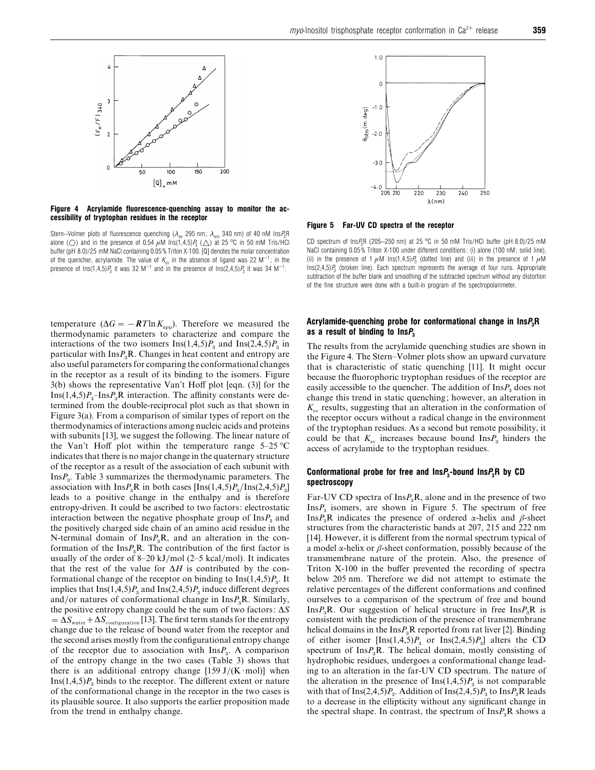**Figure 4 Acrylamide fluorescence-quenching assay to monitor the accessibility of tryptophan residues in the receptor**

Stern–Volmer plots of fluorescence quenching ($\lambda_{ex}$ 295 nm; $\lambda_{em}$ 340 nm) of 40 nM Ins$P_3$R alone (○) and in the presence of 0.54 $\mu$M Ins(1,4,5)$P_3$ (△) at 25 °C in 50 mM Tris/HCl buffer (pH 8.0)/25 mM NaCl containing 0.05% Triton X-100. [Q] denotes the molar concentration of the quencher, acrylamide. The value of $K_{sv}$ in the absence of ligand was 22 $M^{-1}$; in the presence of Ins(1,4,5)$P_3$ it was 32 $M^{-1}$ and in the presence of Ins(2,4,5)$P_3$ it was 34 $M^{-1}$.

**Figure 5 Far-UV CD spectra of the receptor**

CD spectrum of Ins$P_3$R (205–250 nm) at 25 °C in 50 mM Tris/HCl buffer (pH 8.0)/25 mM NaCl containing 0.05% Triton X-100 under different conditions: (i) alone (100 nM; solid line), (ii) in the presence of 1 $\mu$M Ins(1,4,5)$P_3$ (dotted line) and (iii) in the presence of 1 $\mu$M Ins(2,4,5)$P_3$ (broken line). Each spectrum represents the average of four runs. Appropriate subtraction of the buffer blank and smoothing of the subtracted spectrum without any distortion of the fine structure were done with a built-in program of the spectropolarimeter.

temperature ($\Delta G = -\boldsymbol{R}T\ln K_{app}$). Therefore we measured the thermodynamic parameters to characterize and compare the interactions of the two isomers Ins(1,4,5)$P_3$ and Ins(2,4,5)$P_3$ in particular with Ins$P_3$R. Changes in heat content and entropy are also useful parameters for comparing the conformational changes in the receptor as a result of its binding to the isomers. Figure 3(b) shows the representative Van't Hoff plot [eqn. (3)] for the Ins(1,4,5)$P_3$–Ins$P_3$R interaction. The affinity constants were determined from the double-reciprocal plot such as that shown in Figure 3(a). From a comparison of similar types of report on the thermodynamics of interactions among nucleic acids and proteins with subunits [13], we suggest the following. The linear nature of the Van't Hoff plot within the temperature range 5–25 °C indicates that there is no major change in the quaternary structure of the receptor as a result of the association of each subunit with Ins$P_3$. Table 3 summarizes the thermodynamic parameters. The association with Ins$P_3$R in both cases [Ins(1,4,5)$P_3$/Ins(2,4,5)$P_3$] leads to a positive change in the enthalpy and is therefore entropy-driven. It could be ascribed to two factors: electrostatic interaction between the negative phosphate group of Ins$P_3$ and the positively charged side chain of an amino acid residue in the N-terminal domain of Ins$P_3$R, and an alteration in the conformation of the Ins$P_3$R. The contribution of the first factor is usually of the order of 8–20 kJ/mol (2–5 kcal/mol). It indicates that the rest of the value for $\Delta H$ is contributed by the conformational change of the receptor on binding to Ins(1,4,5)$P_3$. It implies that Ins(1,4,5)$P_3$ and Ins(2,4,5)$P_3$ induce different degrees and/or natures of conformational change in Ins$P_3$R. Similarly, the positive entropy change could be the sum of two factors: $\Delta S = \Delta S_{water} + \Delta S_{configuration}$ [13]. The first term stands for the entropy change due to the release of bound water from the receptor and the second arises mostly from the configurational entropy change of the receptor due to association with Ins$P_3$. A comparison of the entropy change in the two cases (Table 3) shows that there is an additional entropy change [159 J/(K·mol)] when Ins(1,4,5)$P_3$ binds to the receptor. The different extent or nature of the conformational change in the receptor in the two cases is its plausible source. It also supports the earlier proposition made from the trend in enthalpy change.

### Acrylamide-quenching probe for conformational change in Ins$P_3$R as a result of binding to Ins$P_3$

The results from the acrylamide quenching studies are shown in the Figure 4. The Stern–Volmer plots show an upward curvature that is characteristic of static quenching [11]. It might occur because the fluorophoric tryptophan residues of the receptor are easily accessible to the quencher. The addition of Ins$P_3$ does not change this trend in static quenching; however, an alteration in $K_{sv}$ results, suggesting that an alteration in the conformation of the receptor occurs without a radical change in the environment of the tryptophan residues. As a second but remote possibility, it could be that $K_{sv}$ increases because bound Ins$P_3$ hinders the access of acrylamide to the tryptophan residues.

### Conformational probe for free and Ins$P_3$-bound Ins$P_3$R by CD spectroscopy

Far-UV CD spectra of Ins$P_3$R, alone and in the presence of two Ins$P_3$ isomers, are shown in Figure 5. The spectrum of free Ins$P_3$R indicates the presence of ordered $\alpha$-helix and $\beta$-sheet structures from the characteristic bands at 207, 215 and 222 nm [14]. However, it is different from the normal spectrum typical of a model $\alpha$-helix or $\beta$-sheet conformation, possibly because of the transmembrane nature of the protein. Also, the presence of Triton X-100 in the buffer prevented the recording of spectra below 205 nm. Therefore we did not attempt to estimate the relative percentages of the different conformations and confined ourselves to a comparison of the spectrum of free and bound Ins$P_3$R. Our suggestion of helical structure in free Ins$P_3$R is consistent with the prediction of the presence of transmembrane helical domains in the Ins$P_3$R reported from rat liver [2]. Binding of either isomer [Ins(1,4,5)$P_3$ or Ins(2,4,5)$P_3$] alters the CD spectrum of Ins$P_3$R. The helical domain, mostly consisting of hydrophobic residues, undergoes a conformational change leading to an alteration in the far-UV CD spectrum. The nature of the alteration in the presence of Ins(1,4,5)$P_3$ is not comparable with that of Ins(2,4,5)$P_3$. Addition of Ins(2,4,5)$P_3$ to Ins$P_3$R leads to a decrease in the ellipticity without any significant change in the spectral shape. In contrast, the spectrum of Ins$P_3$R shows a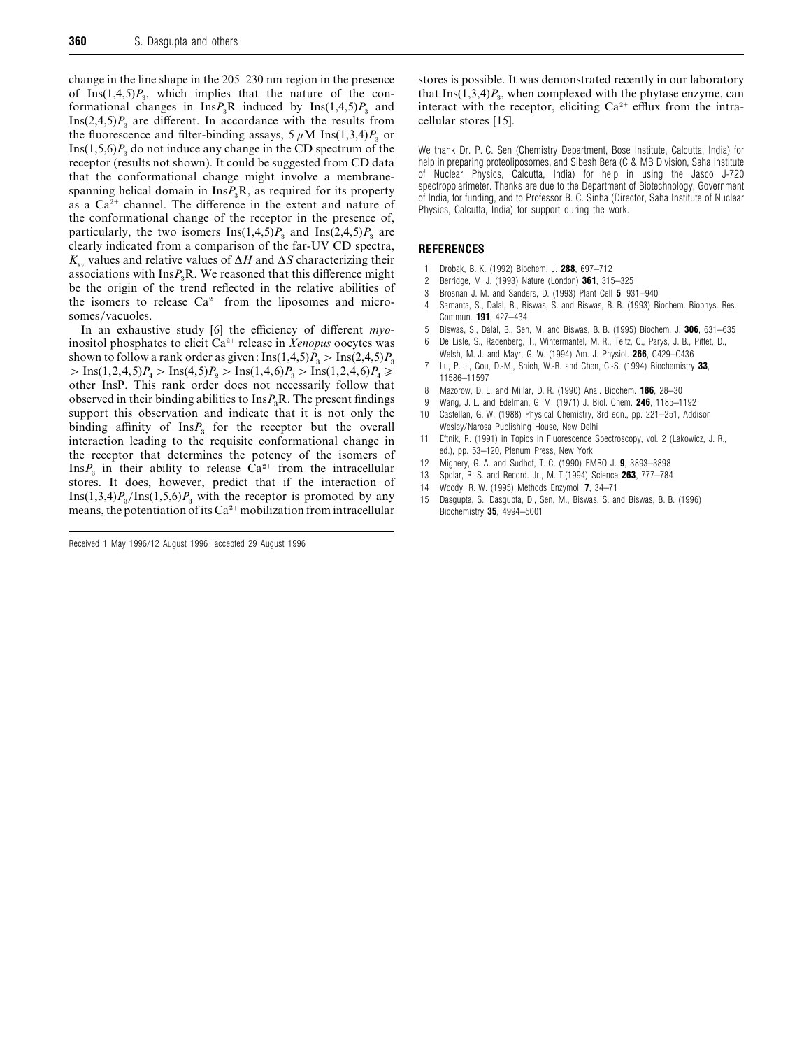change in the line shape in the 205–230 nm region in the presence of Ins(1,4,5)$P_3$, which implies that the nature of the conformational changes in Ins$P_3$R induced by Ins(1,4,5)$P_3$ and Ins(2,4,5)$P_3$ are different. In accordance with the results from the fluorescence and filter-binding assays, 5 $\mu$M Ins(1,3,4)$P_3$ or Ins(1,5,6)$P_3$ do not induce any change in the CD spectrum of the receptor (results not shown). It could be suggested from CD data that the conformational change might involve a membrane-spanning helical domain in Ins$P_3$R, as required for its property as a $Ca^{2+}$ channel. The difference in the extent and nature of the conformational change of the receptor in the presence of, particularly, the two isomers Ins(1,4,5)$P_3$ and Ins(2,4,5)$P_3$ are clearly indicated from a comparison of the far-UV CD spectra, $K_{sv}$ values and relative values of $\Delta H$ and $\Delta S$ characterizing their associations with Ins$P_3$R. We reasoned that this difference might be the origin of the trend reflected in the relative abilities of the isomers to release $Ca^{2+}$ from the liposomes and microsomes/vacuoles.

In an exhaustive study [6] the efficiency of different *myo*-inositol phosphates to elicit $Ca^{2+}$ release in *Xenopus* oocytes was shown to follow a rank order as given: Ins(1,4,5)$P_3$ > Ins(2,4,5)$P_3$ > Ins(1,2,4,5)$P_4$ > Ins(4,5)$P_2$ > Ins(1,4,6)$P_3$ > Ins(1,2,4,6)$P_4$ $\geqslant$ other InsP. This rank order does not necessarily follow that observed in their binding abilities to Ins$P_3$R. The present findings support this observation and indicate that it is not only the binding affinity of Ins$P_3$ for the receptor but the overall interaction leading to the requisite conformational change in the receptor that determines the potency of the isomers of Ins$P_3$ in their ability to release $Ca^{2+}$ from the intracellular stores. It does, however, predict that if the interaction of Ins(1,3,4)$P_3$/Ins(1,5,6)$P_3$ with the receptor is promoted by any means, the potentiation of its $Ca^{2+}$ mobilization from intracellular stores is possible. It was demonstrated recently in our laboratory that Ins(1,3,4)$P_3$, when complexed with the phytase enzyme, can interact with the receptor, eliciting $Ca^{2+}$ efflux from the intracellular stores [15].

We thank Dr. P. C. Sen (Chemistry Department, Bose Institute, Calcutta, India) for help in preparing proteoliposomes, and Sibesh Bera (C & MB Division, Saha Institute of Nuclear Physics, Calcutta, India) for help in using the Jasco J-720 spectropolarimeter. Thanks are due to the Department of Biotechnology, Government of India, for funding, and to Professor B. C. Sinha (Director, Saha Institute of Nuclear Physics, Calcutta, India) for support during the work.

## REFERENCES

1. Drobak, B. K. (1992) Biochem. J. **288**, 697–712
2. Berridge, M. J. (1993) Nature (London) **361**, 315–325
3. Brosnan J. M. and Sanders, D. (1993) Plant Cell **5**, 931–940
4. Samanta, S., Dalal, B., Biswas, S. and Biswas, B. B. (1993) Biochem. Biophys. Res. Commun. **191**, 427–434
5. Biswas, S., Dalal, B., Sen, M. and Biswas, B. B. (1995) Biochem. J. **306**, 631–635
6. De Lisle, S., Radenberg, T., Wintermantel, M. R., Teitz, C., Parys, J. B., Pittet, D., Welsh, M. J. and Mayr, G. W. (1994) Am. J. Physiol. **266**, C429–C436
7. Lu, P. J., Gou, D.-M., Shieh, W.-R. and Chen, C.-S. (1994) Biochemistry **33**, 11586–11597
8. Mazorow, D. L. and Millar, D. R. (1990) Anal. Biochem. **186**, 28–30
9. Wang, J. L. and Edelman, G. M. (1971) J. Biol. Chem. **246**, 1185–1192
10. Castellan, G. W. (1988) Physical Chemistry, 3rd edn., pp. 221–251, Addison Wesley/Narosa Publishing House, New Delhi
11. Eftnik, R. (1991) in Topics in Fluorescence Spectroscopy, vol. 2 (Lakowicz, J. R., ed.), pp. 53–120, Plenum Press, New York
12. Mignery, G. A. and Sudhof, T. C. (1990) EMBO J. **9**, 3893–3898
13. Spolar, R. S. and Record. Jr., M. T.(1994) Science **263**, 777–784
14. Woody, R. W. (1995) Methods Enzymol. **7**, 34–71
15. Dasgupta, S., Dasgupta, D., Sen, M., Biswas, S. and Biswas, B. B. (1996) Biochemistry **35**, 4994–5001

Received 1 May 1996/12 August 1996; accepted 29 August 1996